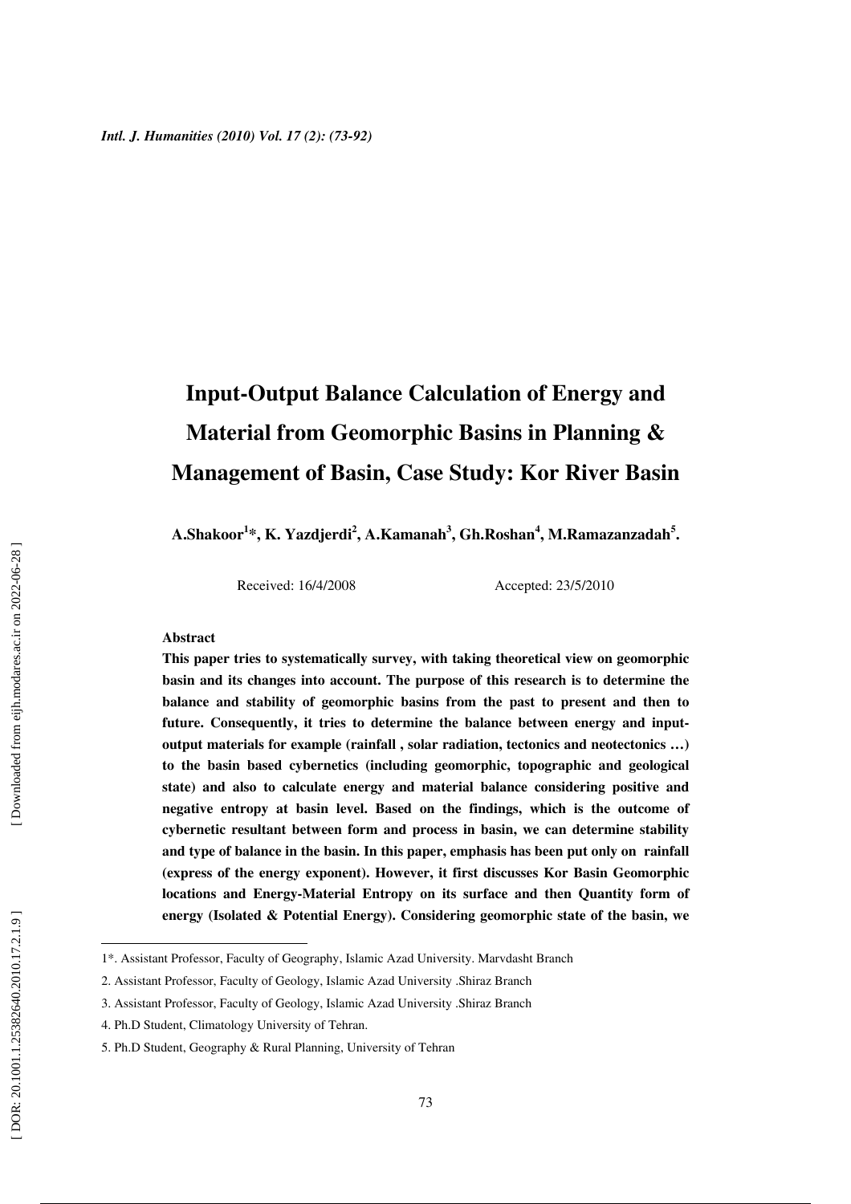# Input-Output Balance Calculation of Energy and Material from Geomorphic Basins in Planning & Management of Basin, Case Study: Kor River Basin

**A.Shakoor[1]\*, K. Yazdjerdi[2], A.Kamanah[3], Gh.Roshan[4], M.Ramazanzadah[5].**

Received: 16/4/2008 Accepted: 23/5/2010

**Abstract**

**This paper tries to systematically survey, with taking theoretical view on geomorphic basin and its changes into account. The purpose of this research is to determine the balance and stability of geomorphic basins from the past to present and then to future. Consequently, it tries to determine the balance between energy and input-output materials for example (rainfall , solar radiation, tectonics and neotectonics …) to the basin based cybernetics (including geomorphic, topographic and geological state) and also to calculate energy and material balance considering positive and negative entropy at basin level. Based on the findings, which is the outcome of cybernetic resultant between form and process in basin, we can determine stability and type of balance in the basin. In this paper, emphasis has been put only on rainfall (express of the energy exponent). However, it first discusses Kor Basin Geomorphic locations and Energy-Material Entropy on its surface and then Quantity form of energy (Isolated & Potential Energy). Considering geomorphic state of the basin, we**

---

1\*. Assistant Professor, Faculty of Geography, Islamic Azad University. Marvdasht Branch

2. Assistant Professor, Faculty of Geology, Islamic Azad University .Shiraz Branch

3. Assistant Professor, Faculty of Geology, Islamic Azad University .Shiraz Branch

4. Ph.D Student, Climatology University of Tehran.

5. Ph.D Student, Geography & Rural Planning, University of Tehran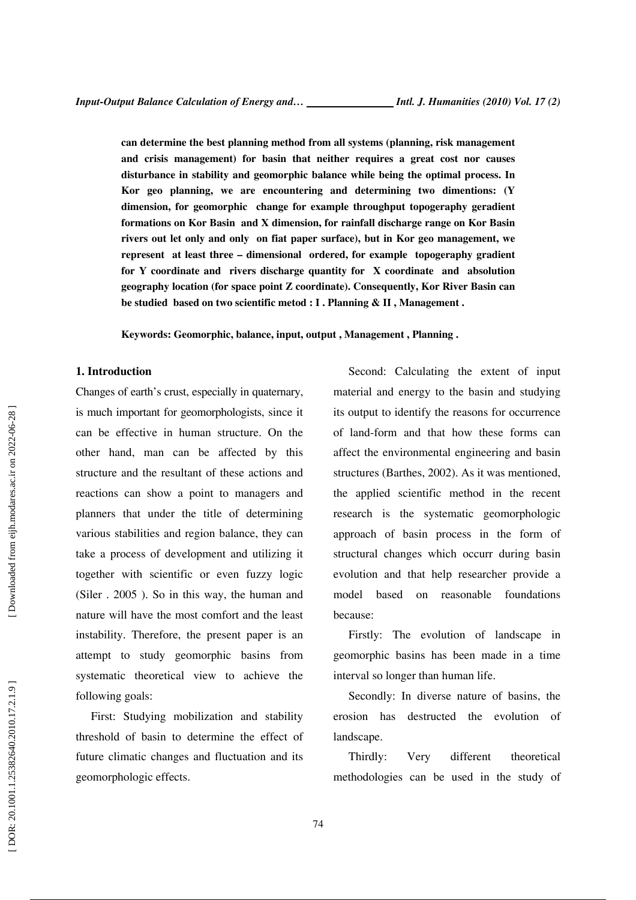**can determine the best planning method from all systems (planning, risk management and crisis management) for basin that neither requires a great cost nor causes disturbance in stability and geomorphic balance while being the optimal process. In Kor geo planning, we are encountering and determining two dimentions: (Y dimension, for geomorphic change for example throughput topogeraphy geradient formations on Kor Basin and X dimension, for rainfall discharge range on Kor Basin rivers out let only and only on fiat paper surface), but in Kor geo management, we represent at least three – dimensional ordered, for example topogeraphy gradient for Y coordinate and rivers discharge quantity for X coordinate and absolution geography location (for space point Z coordinate). Consequently, Kor River Basin can be studied based on two scientific metod : I . Planning & II , Management .**

**Keywords: Geomorphic, balance, input, output , Management , Planning .**

## 1. Introduction

Changes of earth's crust, especially in quaternary, is much important for geomorphologists, since it can be effective in human structure. On the other hand, man can be affected by this structure and the resultant of these actions and reactions can show a point to managers and planners that under the title of determining various stabilities and region balance, they can take a process of development and utilizing it together with scientific or even fuzzy logic (Siler . 2005 ). So in this way, the human and nature will have the most comfort and the least instability. Therefore, the present paper is an attempt to study geomorphic basins from systematic theoretical view to achieve the following goals:

First: Studying mobilization and stability threshold of basin to determine the effect of future climatic changes and fluctuation and its geomorphologic effects.

Second: Calculating the extent of input material and energy to the basin and studying its output to identify the reasons for occurrence of land-form and that how these forms can affect the environmental engineering and basin structures (Barthes, 2002). As it was mentioned, the applied scientific method in the recent research is the systematic geomorphologic approach of basin process in the form of structural changes which occurr during basin evolution and that help researcher provide a model based on reasonable foundations because:

Firstly: The evolution of landscape in geomorphic basins has been made in a time interval so longer than human life.

Secondly: In diverse nature of basins, the erosion has destructed the evolution of landscape.

Thirdly: Very different theoretical methodologies can be used in the study of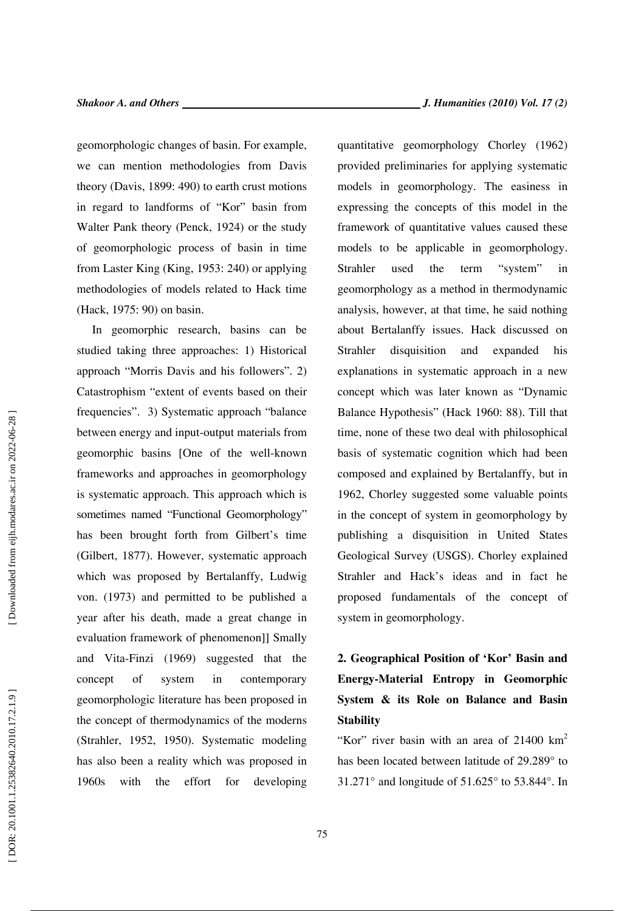geomorphologic changes of basin. For example, we can mention methodologies from Davis theory (Davis, 1899: 490) to earth crust motions in regard to landforms of "Kor" basin from Walter Pank theory (Penck, 1924) or the study of geomorphologic process of basin in time from Laster King (King, 1953: 240) or applying methodologies of models related to Hack time (Hack, 1975: 90) on basin.

In geomorphic research, basins can be studied taking three approaches: 1) Historical approach "Morris Davis and his followers". 2) Catastrophism "extent of events based on their frequencies". 3) Systematic approach "balance between energy and input-output materials from geomorphic basins [One of the well-known frameworks and approaches in geomorphology is systematic approach. This approach which is sometimes named "Functional Geomorphology" has been brought forth from Gilbert's time (Gilbert, 1877). However, systematic approach which was proposed by Bertalanffy, Ludwig von. (1973) and permitted to be published a year after his death, made a great change in evaluation framework of phenomenon]] Smally and Vita-Finzi (1969) suggested that the concept of system in contemporary geomorphologic literature has been proposed in the concept of thermodynamics of the moderns (Strahler, 1952, 1950). Systematic modeling has also been a reality which was proposed in 1960s with the effort for developing quantitative geomorphology Chorley (1962) provided preliminaries for applying systematic models in geomorphology. The easiness in expressing the concepts of this model in the framework of quantitative values caused these models to be applicable in geomorphology. Strahler used the term "system" in geomorphology as a method in thermodynamic analysis, however, at that time, he said nothing about Bertalanffy issues. Hack discussed on Strahler disquisition and expanded his explanations in systematic approach in a new concept which was later known as "Dynamic Balance Hypothesis" (Hack 1960: 88). Till that time, none of these two deal with philosophical basis of systematic cognition which had been composed and explained by Bertalanffy, but in 1962, Chorley suggested some valuable points in the concept of system in geomorphology by publishing a disquisition in United States Geological Survey (USGS). Chorley explained Strahler and Hack's ideas and in fact he proposed fundamentals of the concept of system in geomorphology.

## 2. Geographical Position of 'Kor' Basin and Energy-Material Entropy in Geomorphic System & its Role on Balance and Basin Stability

"Kor" river basin with an area of 21400 km$^2$ has been located between latitude of 29.289° to 31.271° and longitude of 51.625° to 53.844°. In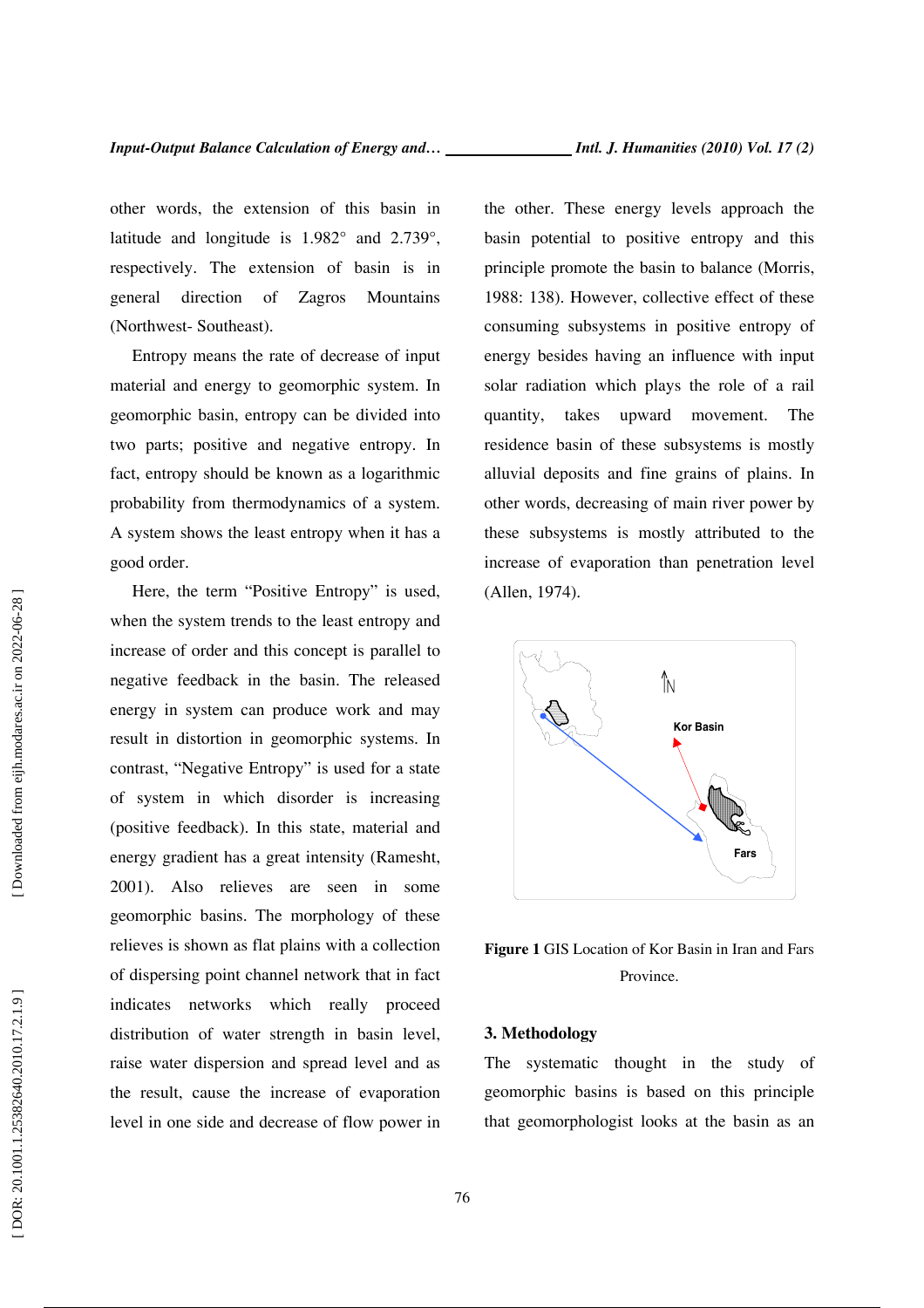other words, the extension of this basin in latitude and longitude is 1.982° and 2.739°, respectively. The extension of basin is in general direction of Zagros Mountains (Northwest- Southeast).

Entropy means the rate of decrease of input material and energy to geomorphic system. In geomorphic basin, entropy can be divided into two parts; positive and negative entropy. In fact, entropy should be known as a logarithmic probability from thermodynamics of a system. A system shows the least entropy when it has a good order.

Here, the term "Positive Entropy" is used, when the system trends to the least entropy and increase of order and this concept is parallel to negative feedback in the basin. The released energy in system can produce work and may result in distortion in geomorphic systems. In contrast, "Negative Entropy" is used for a state of system in which disorder is increasing (positive feedback). In this state, material and energy gradient has a great intensity (Ramesht, 2001). Also relieves are seen in some geomorphic basins. The morphology of these relieves is shown as flat plains with a collection of dispersing point channel network that in fact indicates networks which really proceed distribution of water strength in basin level, raise water dispersion and spread level and as the result, cause the increase of evaporation level in one side and decrease of flow power in the other. These energy levels approach the basin potential to positive entropy and this principle promote the basin to balance (Morris, 1988: 138). However, collective effect of these consuming subsystems in positive entropy of energy besides having an influence with input solar radiation which plays the role of a rail quantity, takes upward movement. The residence basin of these subsystems is mostly alluvial deposits and fine grains of plains. In other words, decreasing of main river power by these subsystems is mostly attributed to the increase of evaporation than penetration level (Allen, 1974).

**Figure 1** GIS Location of Kor Basin in Iran and Fars Province.

## 3. Methodology

The systematic thought in the study of geomorphic basins is based on this principle that geomorphologist looks at the basin as an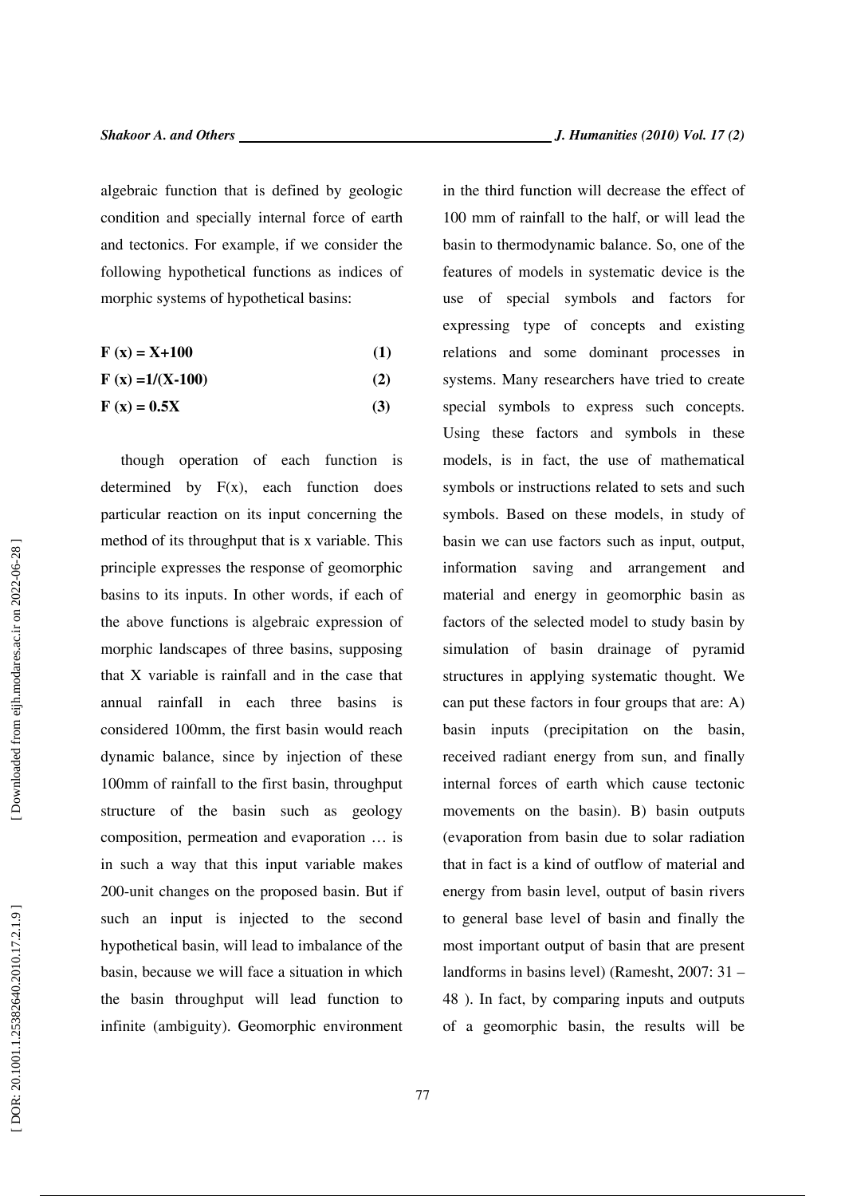algebraic function that is defined by geologic condition and specially internal force of earth and tectonics. For example, if we consider the following hypothetical functions as indices of morphic systems of hypothetical basins:

$$F(x) = X+100 \quad (1)$$

$$F(x) = 1/(X-100) \quad (2)$$

$$F(x) = 0.5X \quad (3)$$

though operation of each function is determined by F(x), each function does particular reaction on its input concerning the method of its throughput that is x variable. This principle expresses the response of geomorphic basins to its inputs. In other words, if each of the above functions is algebraic expression of morphic landscapes of three basins, supposing that X variable is rainfall and in the case that annual rainfall in each three basins is considered 100mm, the first basin would reach dynamic balance, since by injection of these 100mm of rainfall to the first basin, throughput structure of the basin such as geology composition, permeation and evaporation … is in such a way that this input variable makes 200-unit changes on the proposed basin. But if such an input is injected to the second hypothetical basin, will lead to imbalance of the basin, because we will face a situation in which the basin throughput will lead function to infinite (ambiguity). Geomorphic environment in the third function will decrease the effect of 100 mm of rainfall to the half, or will lead the basin to thermodynamic balance. So, one of the features of models in systematic device is the use of special symbols and factors for expressing type of concepts and existing relations and some dominant processes in systems. Many researchers have tried to create special symbols to express such concepts. Using these factors and symbols in these models, is in fact, the use of mathematical symbols or instructions related to sets and such symbols. Based on these models, in study of basin we can use factors such as input, output, information saving and arrangement and material and energy in geomorphic basin as factors of the selected model to study basin by simulation of basin drainage of pyramid structures in applying systematic thought. We can put these factors in four groups that are: A) basin inputs (precipitation on the basin, received radiant energy from sun, and finally internal forces of earth which cause tectonic movements on the basin). B) basin outputs (evaporation from basin due to solar radiation that in fact is a kind of outflow of material and energy from basin level, output of basin rivers to general base level of basin and finally the most important output of basin that are present landforms in basins level) (Ramesht, 2007: 31 – 48 ). In fact, by comparing inputs and outputs of a geomorphic basin, the results will be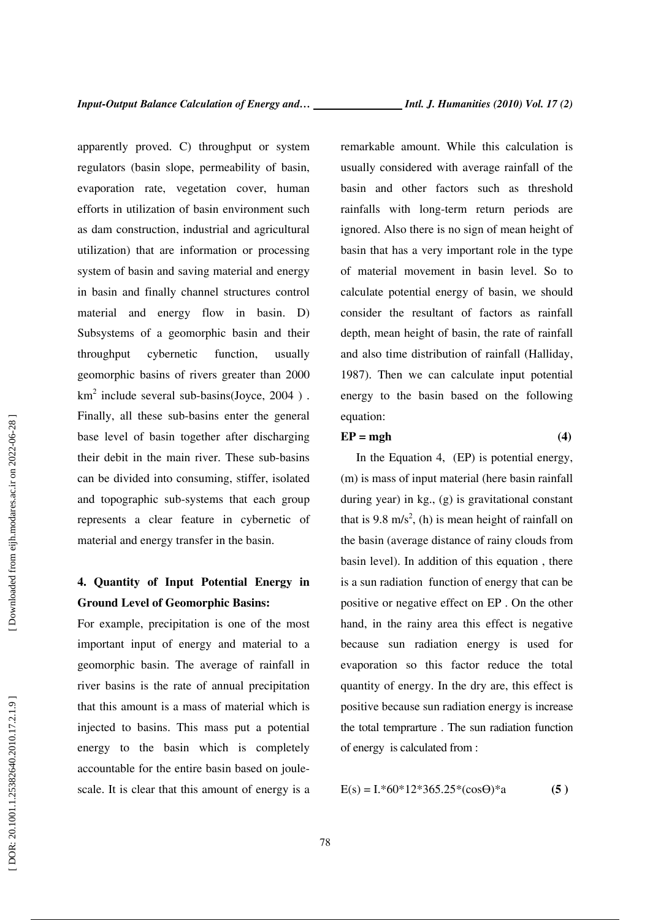apparently proved. C) throughput or system regulators (basin slope, permeability of basin, evaporation rate, vegetation cover, human efforts in utilization of basin environment such as dam construction, industrial and agricultural utilization) that are information or processing system of basin and saving material and energy in basin and finally channel structures control material and energy flow in basin. D) Subsystems of a geomorphic basin and their throughput cybernetic function, usually geomorphic basins of rivers greater than 2000 $km^2$ include several sub-basins(Joyce, 2004 ) . Finally, all these sub-basins enter the general base level of basin together after discharging their debit in the main river. These sub-basins can be divided into consuming, stiffer, isolated and topographic sub-systems that each group represents a clear feature in cybernetic of material and energy transfer in the basin.

## 4. Quantity of Input Potential Energy in Ground Level of Geomorphic Basins:

For example, precipitation is one of the most important input of energy and material to a geomorphic basin. The average of rainfall in river basins is the rate of annual precipitation that this amount is a mass of material which is injected to basins. This mass put a potential energy to the basin which is completely accountable for the entire basin based on joule-scale. It is clear that this amount of energy is a remarkable amount. While this calculation is usually considered with average rainfall of the basin and other factors such as threshold rainfalls with long-term return periods are ignored. Also there is no sign of mean height of basin that has a very important role in the type of material movement in basin level. So to calculate potential energy of basin, we should consider the resultant of factors as rainfall depth, mean height of basin, the rate of rainfall and also time distribution of rainfall (Halliday, 1987). Then we can calculate input potential energy to the basin based on the following equation:

$$EP = mgh \tag{4}$$

In the Equation 4, (EP) is potential energy, (m) is mass of input material (here basin rainfall during year) in kg., (g) is gravitational constant that is 9.8 $m/s^2$, (h) is mean height of rainfall on the basin (average distance of rainy clouds from basin level). In addition of this equation , there is a sun radiation function of energy that can be positive or negative effect on EP . On the other hand, in the rainy area this effect is negative because sun radiation energy is used for evaporation so this factor reduce the total quantity of energy. In the dry are, this effect is positive because sun radiation energy is increase the total temprarture . The sun radiation function of energy is calculated from :

$$E(s) = I.*60*12*365.25*(\cos\Theta)*a \tag{5}$$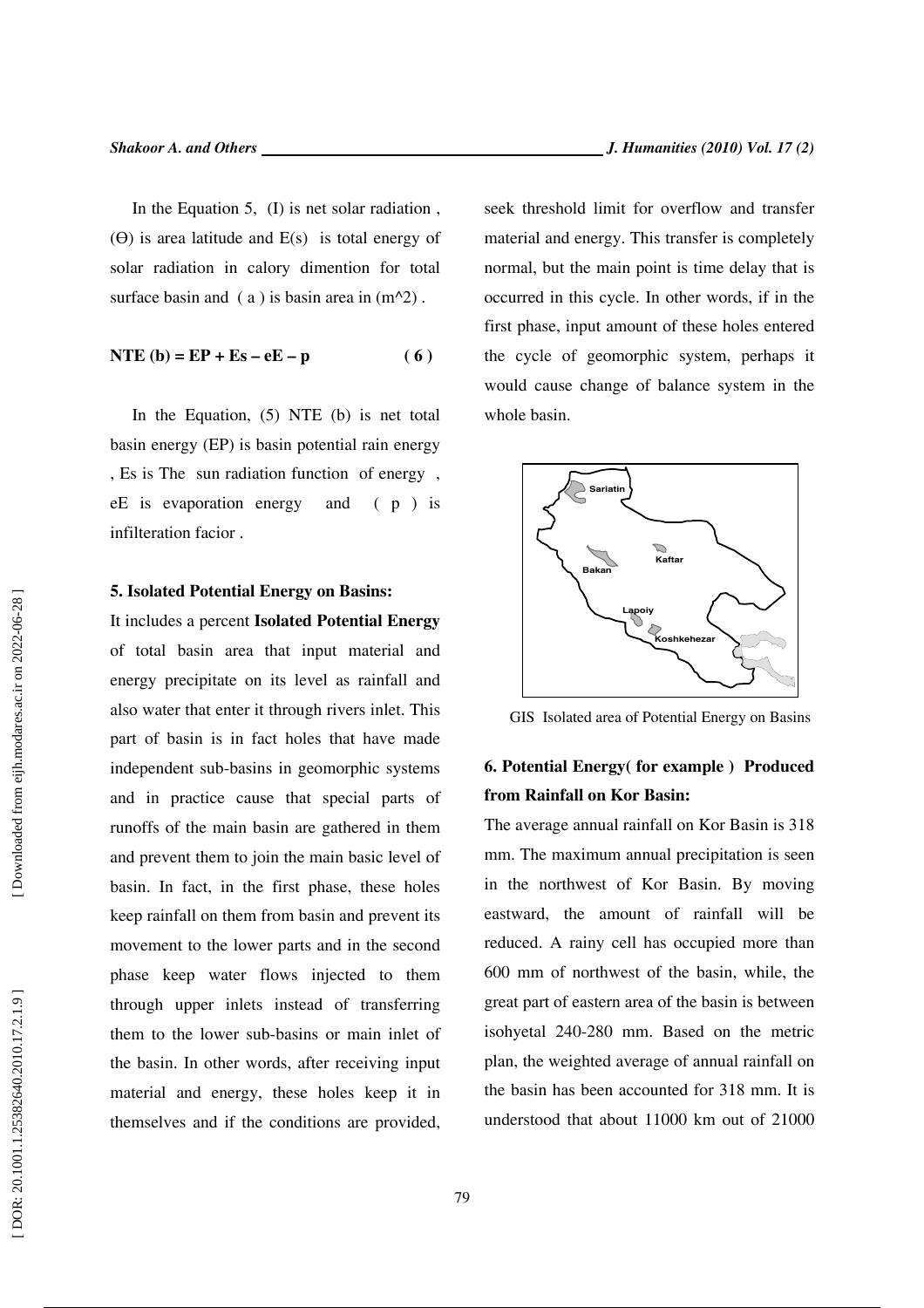In the Equation 5, (I) is net solar radiation , (Θ) is area latitude and E(s) is total energy of solar radiation in calory dimention for total surface basin and ( a ) is basin area in (m^2) .

$$\text{NTE (b)} = \text{EP} + \text{Es} - \text{eE} - \text{p} \quad (6)$$

In the Equation, (5) NTE (b) is net total basin energy (EP) is basin potential rain energy , Es is The sun radiation function of energy , eE is evaporation energy and ( p ) is infilteration facior .

**5. Isolated Potential Energy on Basins:**

It includes a percent **Isolated Potential Energy** of total basin area that input material and energy precipitate on its level as rainfall and also water that enter it through rivers inlet. This part of basin is in fact holes that have made independent sub-basins in geomorphic systems and in practice cause that special parts of runoffs of the main basin are gathered in them and prevent them to join the main basic level of basin. In fact, in the first phase, these holes keep rainfall on them from basin and prevent its movement to the lower parts and in the second phase keep water flows injected to them through upper inlets instead of transferring them to the lower sub-basins or main inlet of the basin. In other words, after receiving input material and energy, these holes keep it in themselves and if the conditions are provided, seek threshold limit for overflow and transfer material and energy. This transfer is completely normal, but the main point is time delay that is occurred in this cycle. In other words, if in the first phase, input amount of these holes entered the cycle of geomorphic system, perhaps it would cause change of balance system in the whole basin.

GIS Isolated area of Potential Energy on Basins

**6. Potential Energy( for example ) Produced from Rainfall on Kor Basin:**

The average annual rainfall on Kor Basin is 318 mm. The maximum annual precipitation is seen in the northwest of Kor Basin. By moving eastward, the amount of rainfall will be reduced. A rainy cell has occupied more than 600 mm of northwest of the basin, while, the great part of eastern area of the basin is between isohyetal 240-280 mm. Based on the metric plan, the weighted average of annual rainfall on the basin has been accounted for 318 mm. It is understood that about 11000 km out of 21000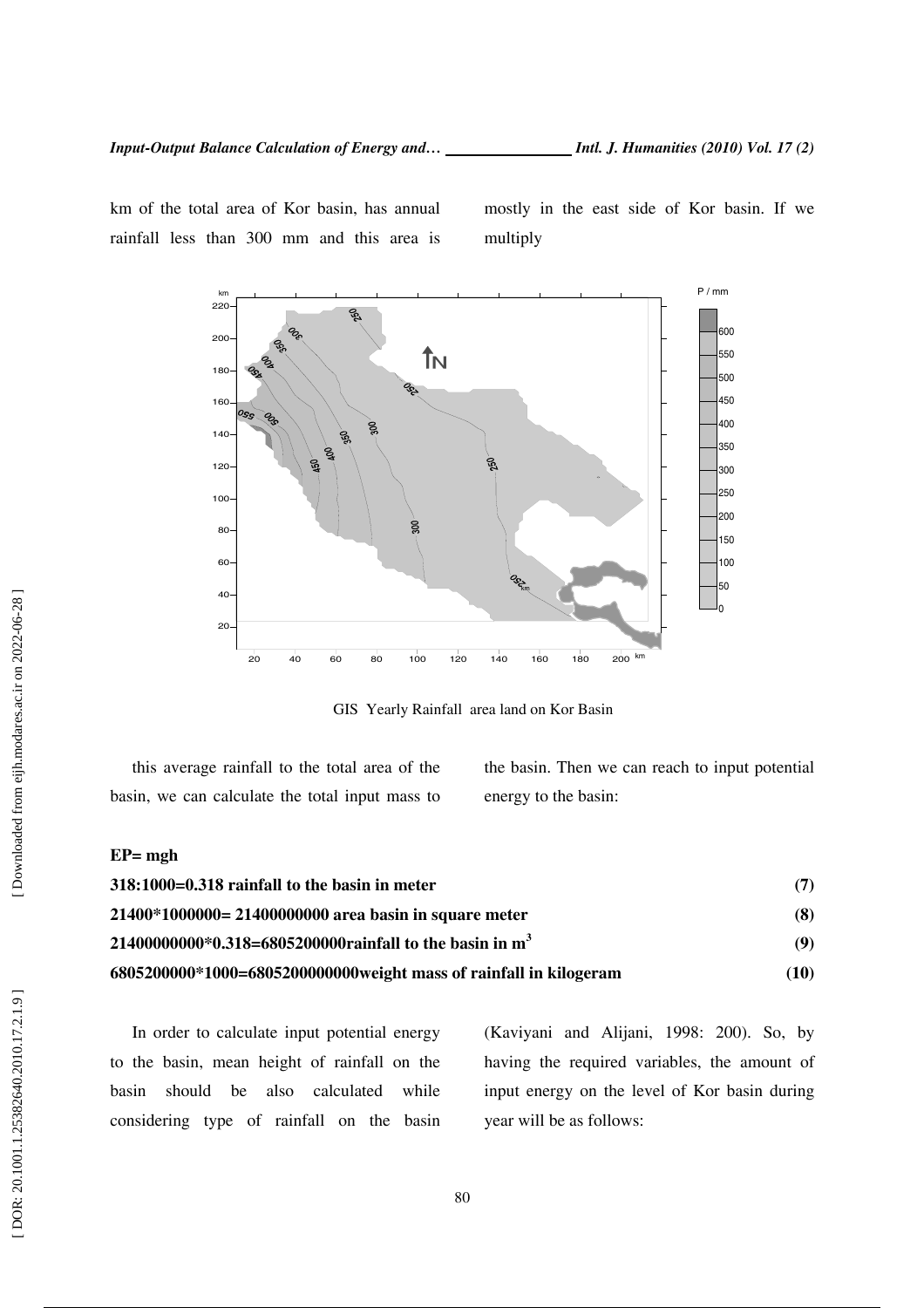km of the total area of Kor basin, has annual rainfall less than 300 mm and this area is mostly in the east side of Kor basin. If we multiply

GIS Yearly Rainfall area land on Kor Basin

this average rainfall to the total area of the basin, we can calculate the total input mass to the basin. Then we can reach to input potential energy to the basin:

**EP= mgh**

**318:1000=0.318 rainfall to the basin in meter** **(7)**

**21400*1000000= 21400000000 area basin in square meter** **(8)**

**21400000000*0.318=6805200000rainfall to the basin in $m^3$** **(9)**

**6805200000*1000=6805200000000weight mass of rainfall in kilogeram** **(10)**

In order to calculate input potential energy to the basin, mean height of rainfall on the basin should be also calculated while considering type of rainfall on the basin (Kaviyani and Alijani, 1998: 200). So, by having the required variables, the amount of input energy on the level of Kor basin during year will be as follows: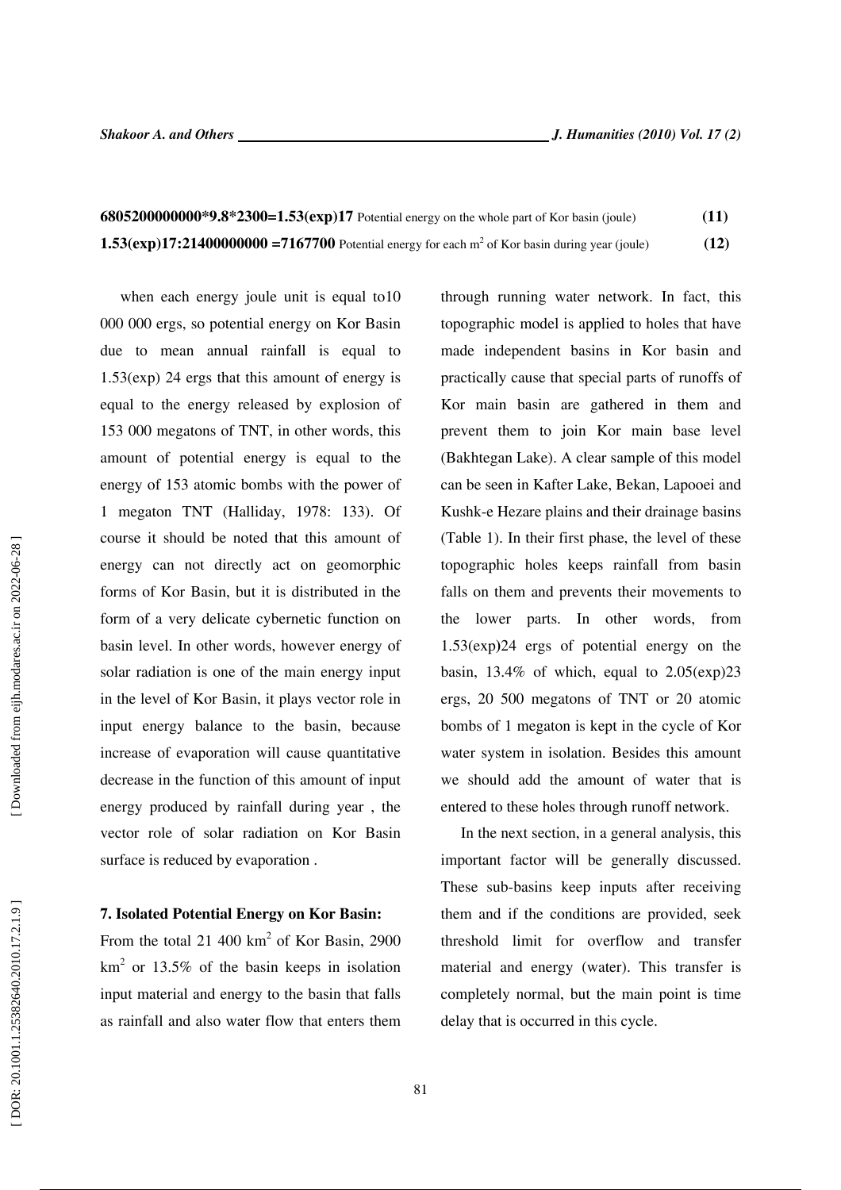**6805200000000*9.8*2300=1.53(exp)17** Potential energy on the whole part of Kor basin (joule) **(11)**

**1.53(exp)17:21400000000 =7167700** Potential energy for each $m^2$ of Kor basin during year (joule) **(12)**

when each energy joule unit is equal to10 000 000 ergs, so potential energy on Kor Basin due to mean annual rainfall is equal to 1.53(exp) 24 ergs that this amount of energy is equal to the energy released by explosion of 153 000 megatons of TNT, in other words, this amount of potential energy is equal to the energy of 153 atomic bombs with the power of 1 megaton TNT (Halliday, 1978: 133). Of course it should be noted that this amount of energy can not directly act on geomorphic forms of Kor Basin, but it is distributed in the form of a very delicate cybernetic function on basin level. In other words, however energy of solar radiation is one of the main energy input in the level of Kor Basin, it plays vector role in input energy balance to the basin, because increase of evaporation will cause quantitative decrease in the function of this amount of input energy produced by rainfall during year , the vector role of solar radiation on Kor Basin surface is reduced by evaporation .

### 7. Isolated Potential Energy on Kor Basin:

From the total 21 400 $km^2$ of Kor Basin, 2900 $km^2$ or 13.5% of the basin keeps in isolation input material and energy to the basin that falls as rainfall and also water flow that enters them through running water network. In fact, this topographic model is applied to holes that have made independent basins in Kor basin and practically cause that special parts of runoffs of Kor main basin are gathered in them and prevent them to join Kor main base level (Bakhtegan Lake). A clear sample of this model can be seen in Kafter Lake, Bekan, Lapooei and Kushk-e Hezare plains and their drainage basins (Table 1). In their first phase, the level of these topographic holes keeps rainfall from basin falls on them and prevents their movements to the lower parts. In other words, from 1.53(exp)24 ergs of potential energy on the basin, 13.4% of which, equal to 2.05(exp)23 ergs, 20 500 megatons of TNT or 20 atomic bombs of 1 megaton is kept in the cycle of Kor water system in isolation. Besides this amount we should add the amount of water that is entered to these holes through runoff network.

In the next section, in a general analysis, this important factor will be generally discussed. These sub-basins keep inputs after receiving them and if the conditions are provided, seek threshold limit for overflow and transfer material and energy (water). This transfer is completely normal, but the main point is time delay that is occurred in this cycle.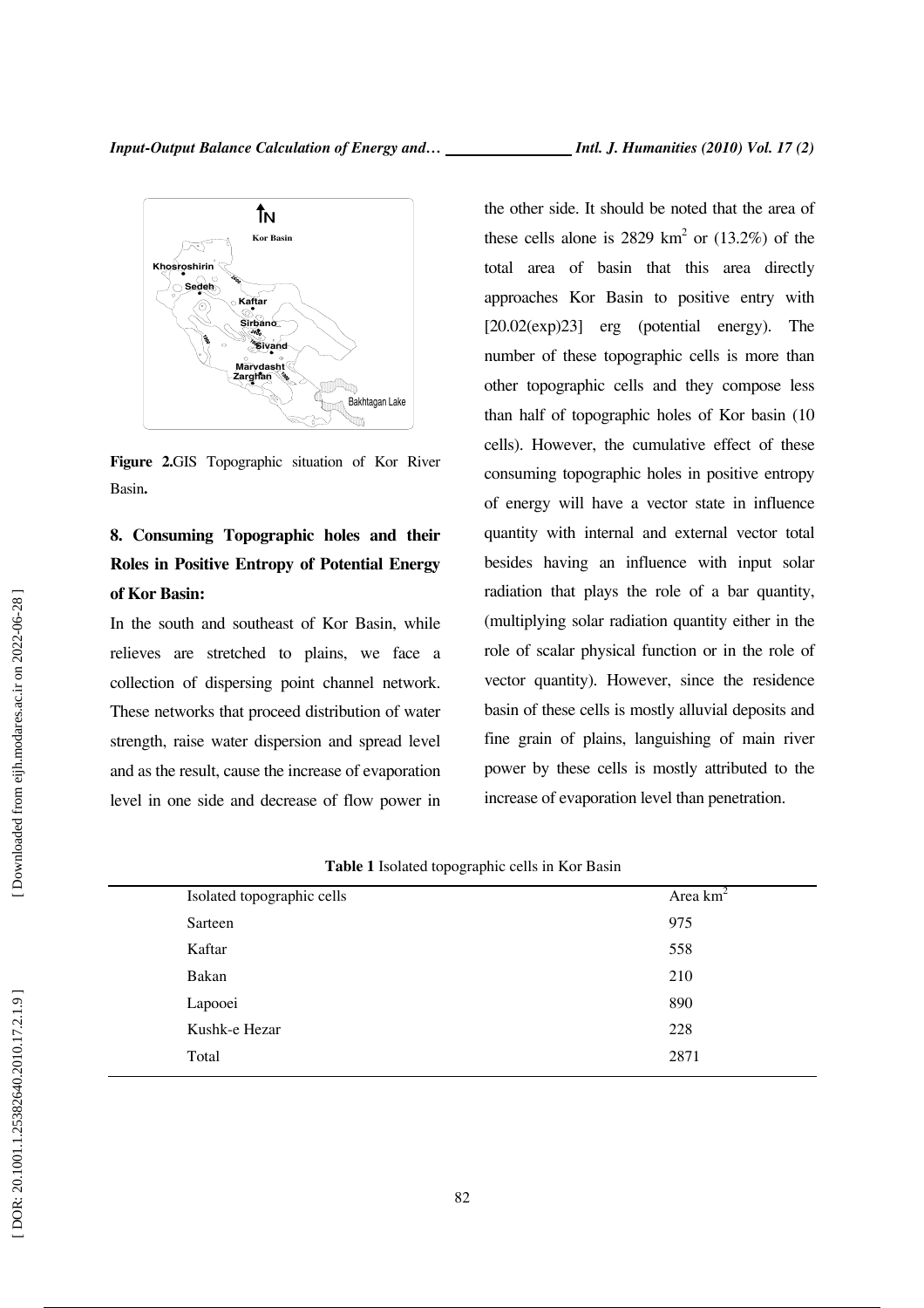Figure 2.GIS Topographic situation of Kor River Basin.

## 8. Consuming Topographic holes and their Roles in Positive Entropy of Potential Energy of Kor Basin:

In the south and southeast of Kor Basin, while relieves are stretched to plains, we face a collection of dispersing point channel network. These networks that proceed distribution of water strength, raise water dispersion and spread level and as the result, cause the increase of evaporation level in one side and decrease of flow power in the other side. It should be noted that the area of these cells alone is 2829 km$^2$ or (13.2%) of the total area of basin that this area directly approaches Kor Basin to positive entry with [20.02(exp)23] erg (potential energy). The number of these topographic cells is more than other topographic cells and they compose less than half of topographic holes of Kor basin (10 cells). However, the cumulative effect of these consuming topographic holes in positive entropy of energy will have a vector state in influence quantity with internal and external vector total besides having an influence with input solar radiation that plays the role of a bar quantity, (multiplying solar radiation quantity either in the role of scalar physical function or in the role of vector quantity). However, since the residence basin of these cells is mostly alluvial deposits and fine grain of plains, languishing of main river power by these cells is mostly attributed to the increase of evaporation level than penetration.

**Table 1** Isolated topographic cells in Kor Basin

| Isolated topographic cells | Area km$^2$ |
|---|---|
| Sarteen | 975 |
| Kaftar | 558 |
| Bakan | 210 |
| Lapooei | 890 |
| Kushk-e Hezar | 228 |
| Total | 2871 |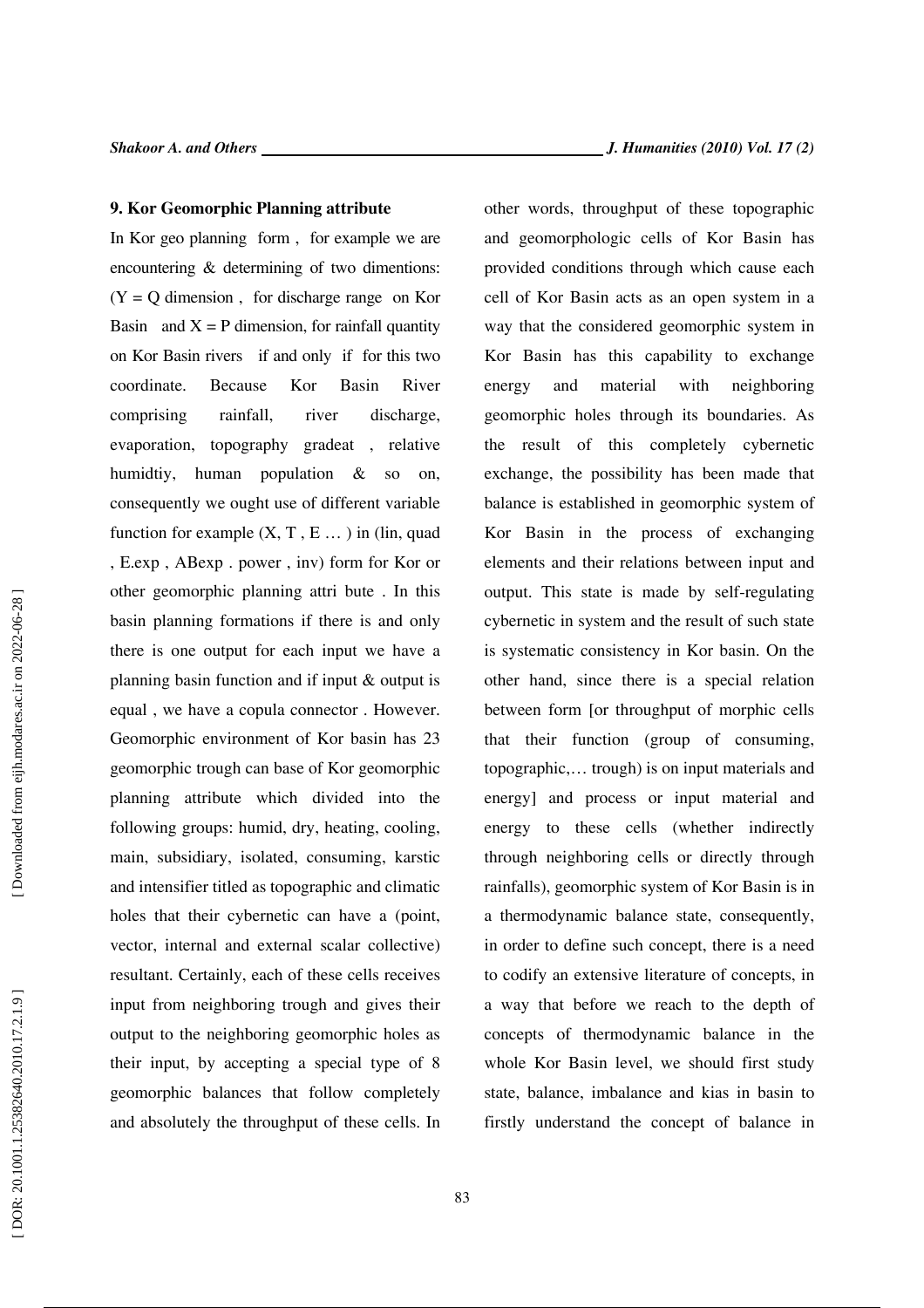## 9. Kor Geomorphic Planning attribute

In Kor geo planning form , for example we are encountering & determining of two dimentions: (Y = Q dimension , for discharge range on Kor Basin and X = P dimension, for rainfall quantity on Kor Basin rivers if and only if for this two coordinate. Because Kor Basin River comprising rainfall, river discharge, evaporation, topography gradeat , relative humidtiy, human population & so on, consequently we ought use of different variable function for example (X, T , E … ) in (lin, quad , E.exp , ABexp . power , inv) form for Kor or other geomorphic planning attri bute . In this basin planning formations if there is and only there is one output for each input we have a planning basin function and if input & output is equal , we have a copula connector . However. Geomorphic environment of Kor basin has 23 geomorphic trough can base of Kor geomorphic planning attribute which divided into the following groups: humid, dry, heating, cooling, main, subsidiary, isolated, consuming, karstic and intensifier titled as topographic and climatic holes that their cybernetic can have a (point, vector, internal and external scalar collective) resultant. Certainly, each of these cells receives input from neighboring trough and gives their output to the neighboring geomorphic holes as their input, by accepting a special type of 8 geomorphic balances that follow completely and absolutely the throughput of these cells. In other words, throughput of these topographic and geomorphologic cells of Kor Basin has provided conditions through which cause each cell of Kor Basin acts as an open system in a way that the considered geomorphic system in Kor Basin has this capability to exchange energy and material with neighboring geomorphic holes through its boundaries. As the result of this completely cybernetic exchange, the possibility has been made that balance is established in geomorphic system of Kor Basin in the process of exchanging elements and their relations between input and output. This state is made by self-regulating cybernetic in system and the result of such state is systematic consistency in Kor basin. On the other hand, since there is a special relation between form [or throughput of morphic cells that their function (group of consuming, topographic,… trough) is on input materials and energy] and process or input material and energy to these cells (whether indirectly through neighboring cells or directly through rainfalls), geomorphic system of Kor Basin is in a thermodynamic balance state, consequently, in order to define such concept, there is a need to codify an extensive literature of concepts, in a way that before we reach to the depth of concepts of thermodynamic balance in the whole Kor Basin level, we should first study state, balance, imbalance and kias in basin to firstly understand the concept of balance in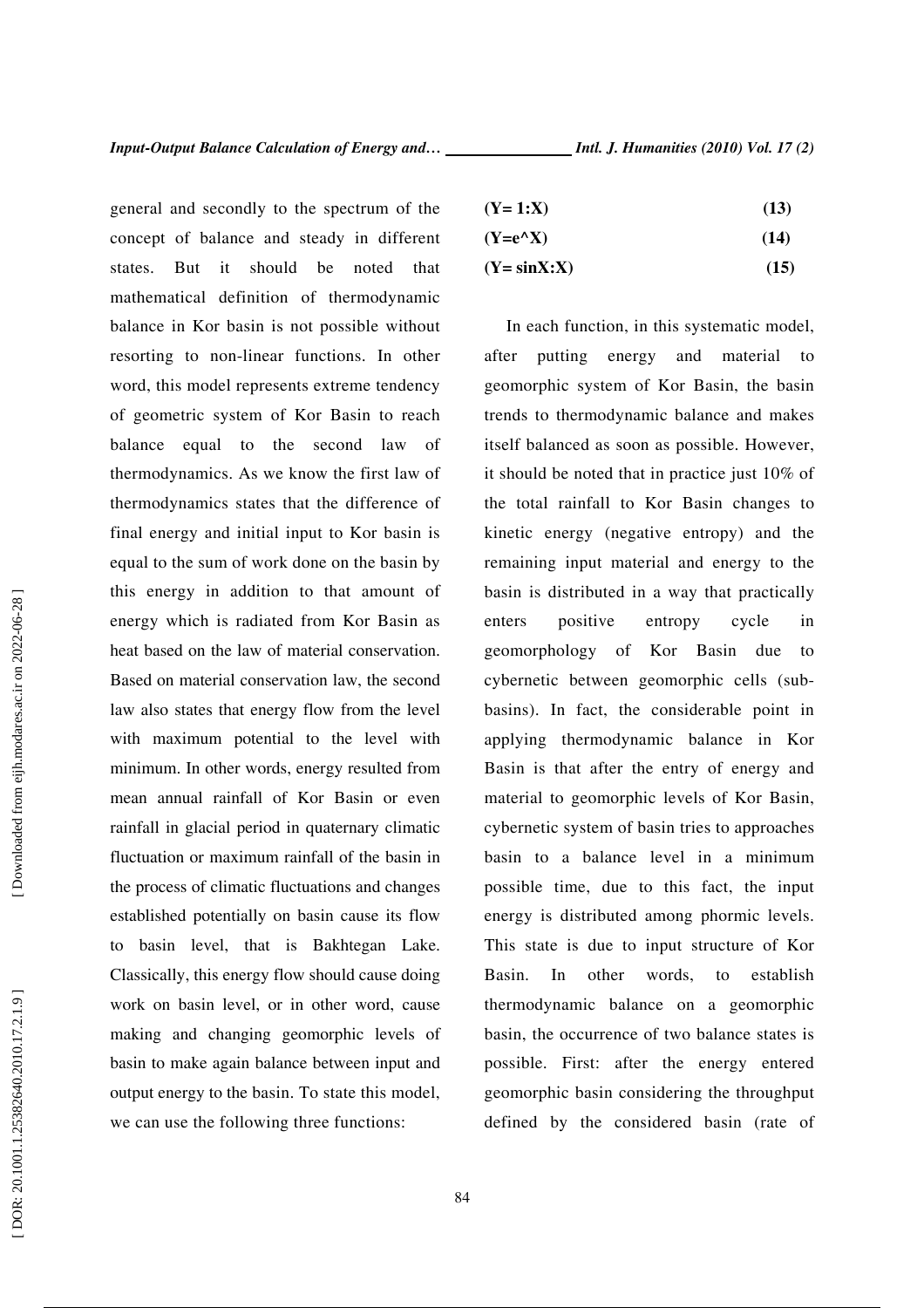general and secondly to the spectrum of the concept of balance and steady in different states. But it should be noted that mathematical definition of thermodynamic balance in Kor basin is not possible without resorting to non-linear functions. In other word, this model represents extreme tendency of geometric system of Kor Basin to reach balance equal to the second law of thermodynamics. As we know the first law of thermodynamics states that the difference of final energy and initial input to Kor basin is equal to the sum of work done on the basin by this energy in addition to that amount of energy which is radiated from Kor Basin as heat based on the law of material conservation. Based on material conservation law, the second law also states that energy flow from the level with maximum potential to the level with minimum. In other words, energy resulted from mean annual rainfall of Kor Basin or even rainfall in glacial period in quaternary climatic fluctuation or maximum rainfall of the basin in the process of climatic fluctuations and changes established potentially on basin cause its flow to basin level, that is Bakhtegan Lake. Classically, this energy flow should cause doing work on basin level, or in other word, cause making and changing geomorphic levels of basin to make again balance between input and output energy to the basin. To state this model, we can use the following three functions:

$$(Y = 1:X) \qquad (13)$$

$$(Y = e^{\wedge}X) \qquad (14)$$

$$(Y = \sin X:X) \qquad (15)$$

In each function, in this systematic model, after putting energy and material to geomorphic system of Kor Basin, the basin trends to thermodynamic balance and makes itself balanced as soon as possible. However, it should be noted that in practice just 10% of the total rainfall to Kor Basin changes to kinetic energy (negative entropy) and the remaining input material and energy to the basin is distributed in a way that practically enters positive entropy cycle in geomorphology of Kor Basin due to cybernetic between geomorphic cells (sub-basins). In fact, the considerable point in applying thermodynamic balance in Kor Basin is that after the entry of energy and material to geomorphic levels of Kor Basin, cybernetic system of basin tries to approaches basin to a balance level in a minimum possible time, due to this fact, the input energy is distributed among phormic levels. This state is due to input structure of Kor Basin. In other words, to establish thermodynamic balance on a geomorphic basin, the occurrence of two balance states is possible. First: after the energy entered geomorphic basin considering the throughput defined by the considered basin (rate of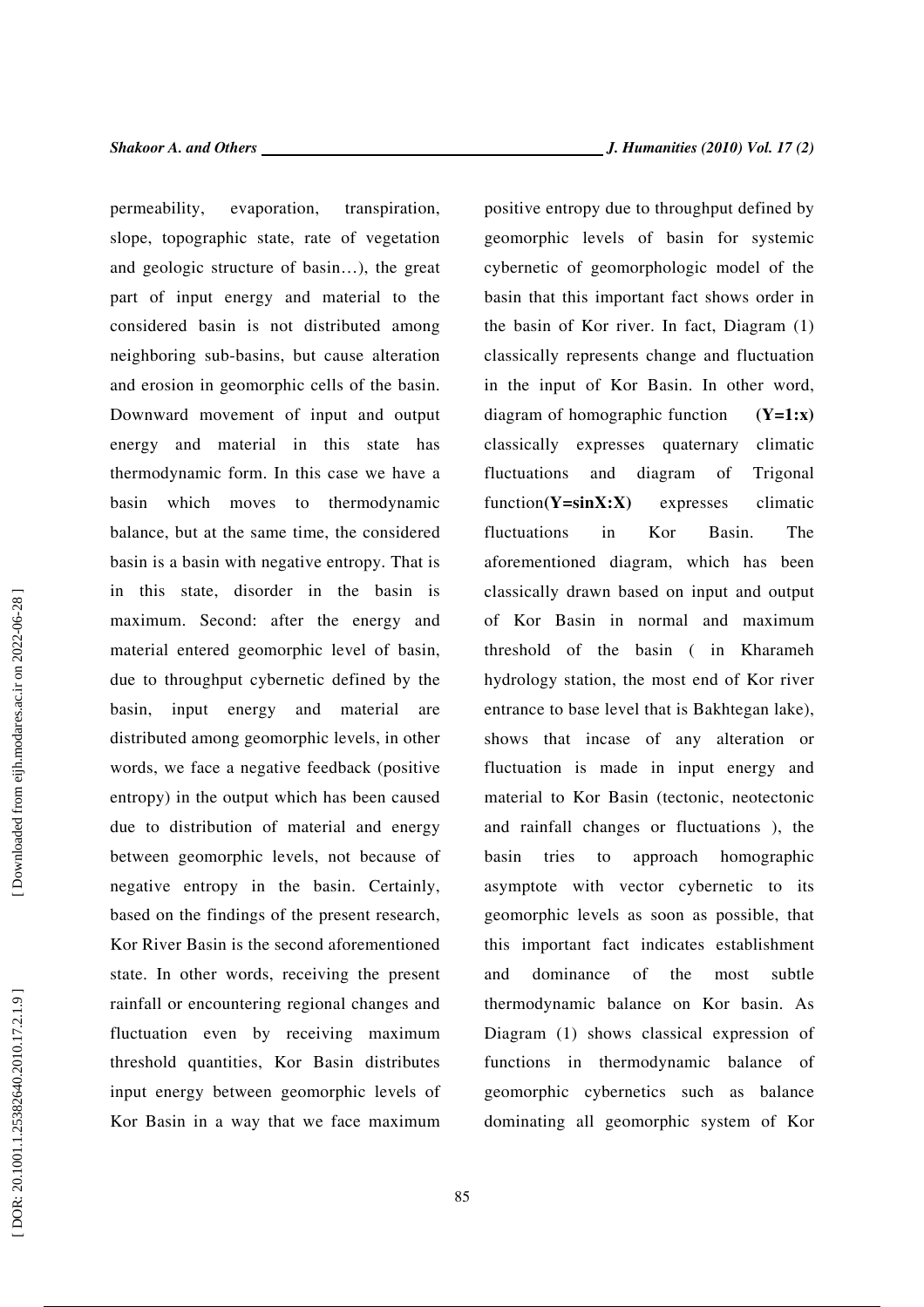permeability, evaporation, transpiration, slope, topographic state, rate of vegetation and geologic structure of basin…), the great part of input energy and material to the considered basin is not distributed among neighboring sub-basins, but cause alteration and erosion in geomorphic cells of the basin. Downward movement of input and output energy and material in this state has thermodynamic form. In this case we have a basin which moves to thermodynamic balance, but at the same time, the considered basin is a basin with negative entropy. That is in this state, disorder in the basin is maximum. Second: after the energy and material entered geomorphic level of basin, due to throughput cybernetic defined by the basin, input energy and material are distributed among geomorphic levels, in other words, we face a negative feedback (positive entropy) in the output which has been caused due to distribution of material and energy between geomorphic levels, not because of negative entropy in the basin. Certainly, based on the findings of the present research, Kor River Basin is the second aforementioned state. In other words, receiving the present rainfall or encountering regional changes and fluctuation even by receiving maximum threshold quantities, Kor Basin distributes input energy between geomorphic levels of Kor Basin in a way that we face maximum positive entropy due to throughput defined by geomorphic levels of basin for systemic cybernetic of geomorphologic model of the basin that this important fact shows order in the basin of Kor river. In fact, Diagram (1) classically represents change and fluctuation in the input of Kor Basin. In other word, diagram of homographic function **(Y=1:x)** classically expresses quaternary climatic fluctuations and diagram of Trigonal function**(Y=sinX:X)** expresses climatic fluctuations in Kor Basin. The aforementioned diagram, which has been classically drawn based on input and output of Kor Basin in normal and maximum threshold of the basin ( in Kharameh hydrology station, the most end of Kor river entrance to base level that is Bakhtegan lake), shows that incase of any alteration or fluctuation is made in input energy and material to Kor Basin (tectonic, neotectonic and rainfall changes or fluctuations ), the basin tries to approach homographic asymptote with vector cybernetic to its geomorphic levels as soon as possible, that this important fact indicates establishment and dominance of the most subtle thermodynamic balance on Kor basin. As Diagram (1) shows classical expression of functions in thermodynamic balance of geomorphic cybernetics such as balance dominating all geomorphic system of Kor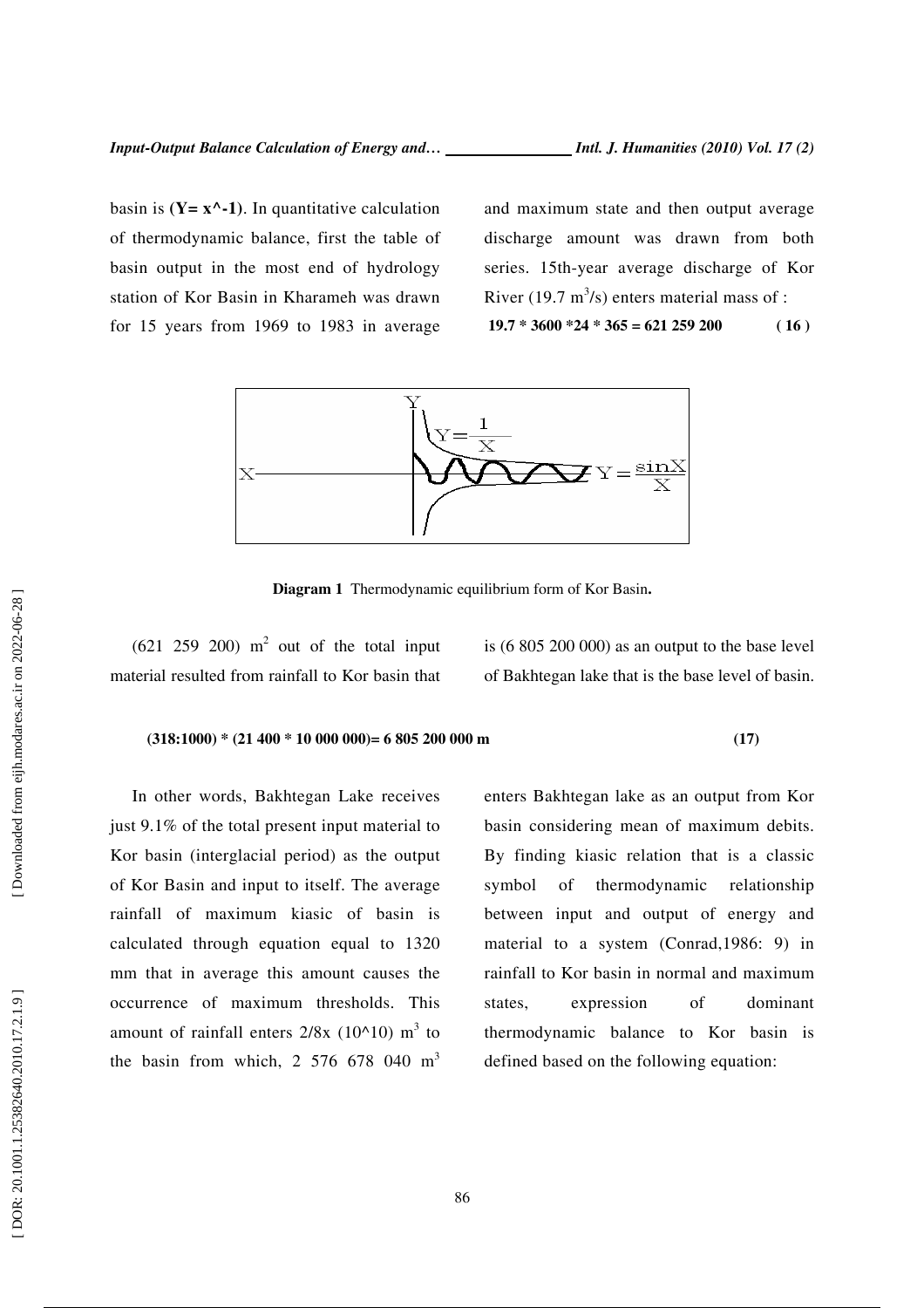basin is **($Y= x^{-1}$)**. In quantitative calculation of thermodynamic balance, first the table of basin output in the most end of hydrology station of Kor Basin in Kharameh was drawn for 15 years from 1969 to 1983 in average and maximum state and then output average discharge amount was drawn from both series. 15th-year average discharge of Kor River (19.7 $m^3/s$) enters material mass of :

$$19.7 * 3600 * 24 * 365 = 621\ 259\ 200 \qquad (16)$$

**Diagram 1** Thermodynamic equilibrium form of Kor Basin**.**

(621 259 200) $m^2$ out of the total input material resulted from rainfall to Kor basin that is (6 805 200 000) as an output to the base level of Bakhtegan lake that is the base level of basin.

$$(318:1000) * (21\ 400 * 10\ 000\ 000) = 6\ 805\ 200\ 000 \text{ m} \qquad (17)$$

In other words, Bakhtegan Lake receives just 9.1% of the total present input material to Kor basin (interglacial period) as the output of Kor Basin and input to itself. The average rainfall of maximum kiasic of basin is calculated through equation equal to 1320 mm that in average this amount causes the occurrence of maximum thresholds. This amount of rainfall enters 2/8x ($10^{10}$) $m^3$ to the basin from which, 2 576 678 040 $m^3$ enters Bakhtegan lake as an output from Kor basin considering mean of maximum debits. By finding kiasic relation that is a classic symbol of thermodynamic relationship between input and output of energy and material to a system (Conrad,1986: 9) in rainfall to Kor basin in normal and maximum states, expression of dominant thermodynamic balance to Kor basin is defined based on the following equation: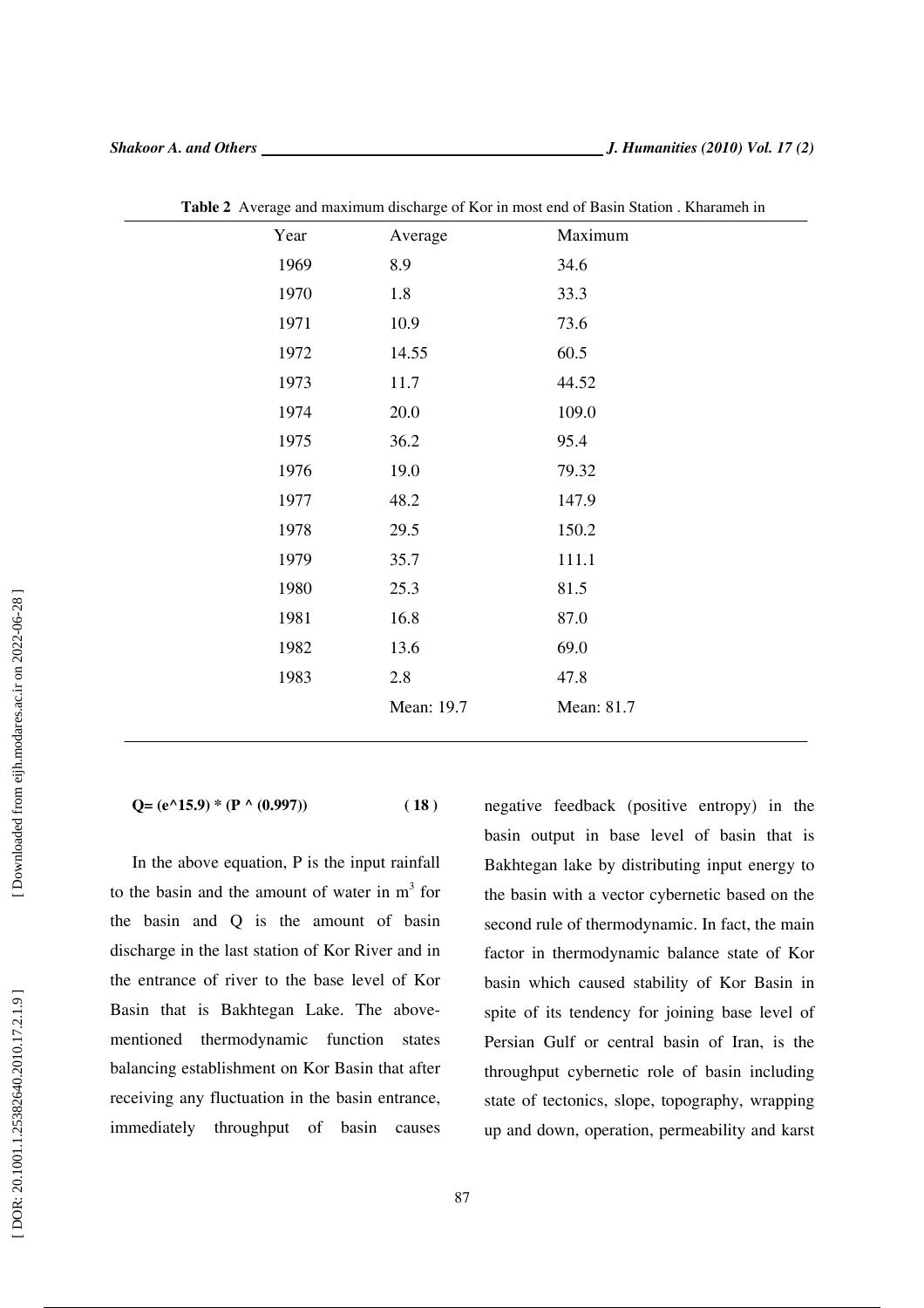**Table 2** Average and maximum discharge of Kor in most end of Basin Station . Kharameh in

| Year | Average | Maximum |
|---|---|---|
| 1969 | 8.9 | 34.6 |
| 1970 | 1.8 | 33.3 |
| 1971 | 10.9 | 73.6 |
| 1972 | 14.55 | 60.5 |
| 1973 | 11.7 | 44.52 |
| 1974 | 20.0 | 109.0 |
| 1975 | 36.2 | 95.4 |
| 1976 | 19.0 | 79.32 |
| 1977 | 48.2 | 147.9 |
| 1978 | 29.5 | 150.2 |
| 1979 | 35.7 | 111.1 |
| 1980 | 25.3 | 81.5 |
| 1981 | 16.8 | 87.0 |
| 1982 | 13.6 | 69.0 |
| 1983 | 2.8 | 47.8 |
| | Mean: 19.7 | Mean: 81.7 |

$$Q = (e^{15.9}) * (P^{(0.997)}) \quad (18)$$

In the above equation, P is the input rainfall to the basin and the amount of water in $m^3$ for the basin and Q is the amount of basin discharge in the last station of Kor River and in the entrance of river to the base level of Kor Basin that is Bakhtegan Lake. The above-mentioned thermodynamic function states balancing establishment on Kor Basin that after receiving any fluctuation in the basin entrance, immediately throughput of basin causes negative feedback (positive entropy) in the basin output in base level of basin that is Bakhtegan lake by distributing input energy to the basin with a vector cybernetic based on the second rule of thermodynamic. In fact, the main factor in thermodynamic balance state of Kor basin which caused stability of Kor Basin in spite of its tendency for joining base level of Persian Gulf or central basin of Iran, is the throughput cybernetic role of basin including state of tectonics, slope, topography, wrapping up and down, operation, permeability and karst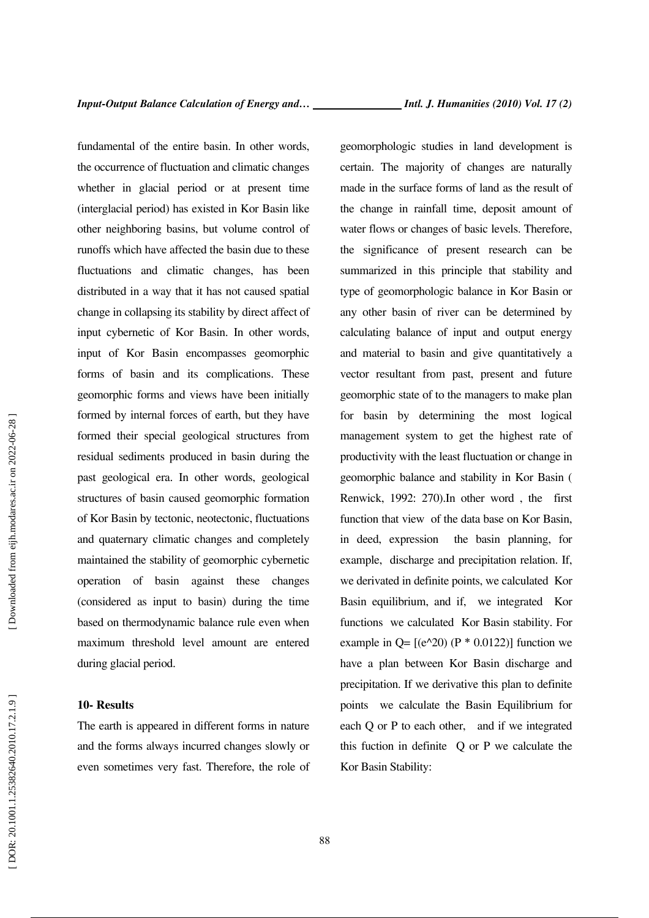fundamental of the entire basin. In other words, the occurrence of fluctuation and climatic changes whether in glacial period or at present time (interglacial period) has existed in Kor Basin like other neighboring basins, but volume control of runoffs which have affected the basin due to these fluctuations and climatic changes, has been distributed in a way that it has not caused spatial change in collapsing its stability by direct affect of input cybernetic of Kor Basin. In other words, input of Kor Basin encompasses geomorphic forms of basin and its complications. These geomorphic forms and views have been initially formed by internal forces of earth, but they have formed their special geological structures from residual sediments produced in basin during the past geological era. In other words, geological structures of basin caused geomorphic formation of Kor Basin by tectonic, neotectonic, fluctuations and quaternary climatic changes and completely maintained the stability of geomorphic cybernetic operation of basin against these changes (considered as input to basin) during the time based on thermodynamic balance rule even when maximum threshold level amount are entered during glacial period.

## 10- Results

The earth is appeared in different forms in nature and the forms always incurred changes slowly or even sometimes very fast. Therefore, the role of geomorphologic studies in land development is certain. The majority of changes are naturally made in the surface forms of land as the result of the change in rainfall time, deposit amount of water flows or changes of basic levels. Therefore, the significance of present research can be summarized in this principle that stability and type of geomorphologic balance in Kor Basin or any other basin of river can be determined by calculating balance of input and output energy and material to basin and give quantitatively a vector resultant from past, present and future geomorphic state of to the managers to make plan for basin by determining the most logical management system to get the highest rate of productivity with the least fluctuation or change in geomorphic balance and stability in Kor Basin ( Renwick, 1992: 270).In other word , the first function that view of the data base on Kor Basin, in deed, expression the basin planning, for example, discharge and precipitation relation. If, we derivated in definite points, we calculated Kor Basin equilibrium, and if, we integrated Kor functions we calculated Kor Basin stability. For example in $Q = [(e^{20}) (P * 0.0122)]$ function we have a plan between Kor Basin discharge and precipitation. If we derivative this plan to definite points we calculate the Basin Equilibrium for each Q or P to each other, and if we integrated this fuction in definite Q or P we calculate the Kor Basin Stability: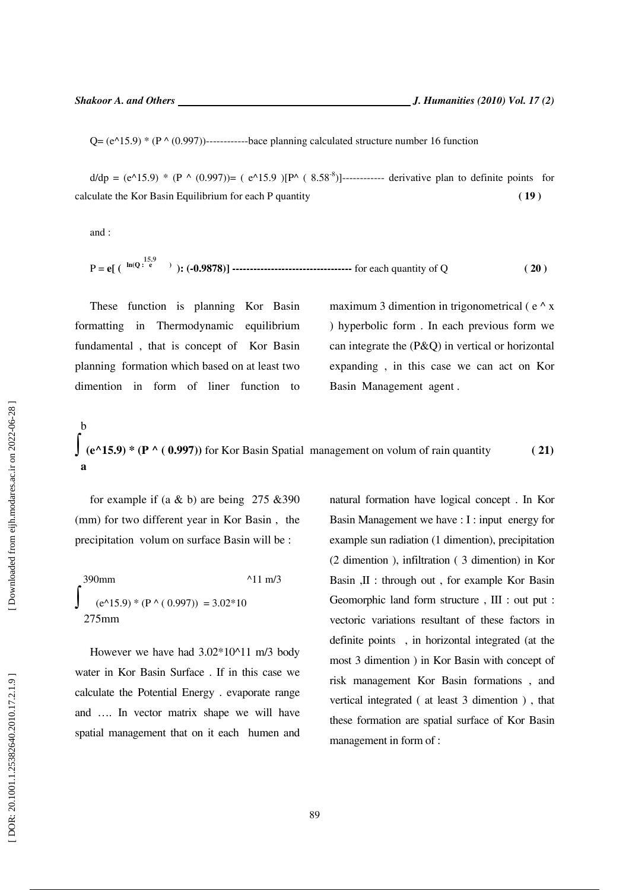Q= (e^15.9) * (P ^ (0.997))------------bace planning calculated structure number 16 function

d/dp = (e^15.9) * (P ^ (0.997))= ( e^15.9 )[P^ ( $8.58^{-8}$)]------------ derivative plan to definite points for calculate the Kor Basin Equilibrium for each P quantity **( 19 )**

and :

P = **e[ ( $\ln(Q : e^{15.9})$ ): (-0.9878)] ----------------------------------** for each quantity of Q **( 20 )**

These function is planning Kor Basin formatting in Thermodynamic equilibrium fundamental , that is concept of Kor Basin planning formation which based on at least two dimention in form of liner function to maximum 3 dimention in trigonometrical ( e ^ x ) hyperbolic form . In each previous form we can integrate the (P&Q) in vertical or horizontal expanding , in this case we can act on Kor Basin Management agent .

$$\int_a^b$$ **(e^15.9) * (P ^ ( 0.997))** for Kor Basin Spatial management on volum of rain quantity **( 21)**

for example if (a & b) are being 275 &390 (mm) for two different year in Kor Basin , the precipitation volum on surface Basin will be :

$$\int_{275mm}^{390mm} (e^{15.9}) * (P^{(0.997)}) = 3.02*10^{11}\ m/3$$

However we have had 3.02*10^11 m/3 body water in Kor Basin Surface . If in this case we calculate the Potential Energy . evaporate range and …. In vector matrix shape we will have spatial management that on it each humen and natural formation have logical concept . In Kor Basin Management we have : I : input energy for example sun radiation (1 dimention), precipitation (2 dimention ), infiltration ( 3 dimention) in Kor Basin ,II : through out , for example Kor Basin Geomorphic land form structure , III : out put : vectoric variations resultant of these factors in definite points , in horizontal integrated (at the most 3 dimention ) in Kor Basin with concept of risk management Kor Basin formations , and vertical integrated ( at least 3 dimention ) , that these formation are spatial surface of Kor Basin management in form of :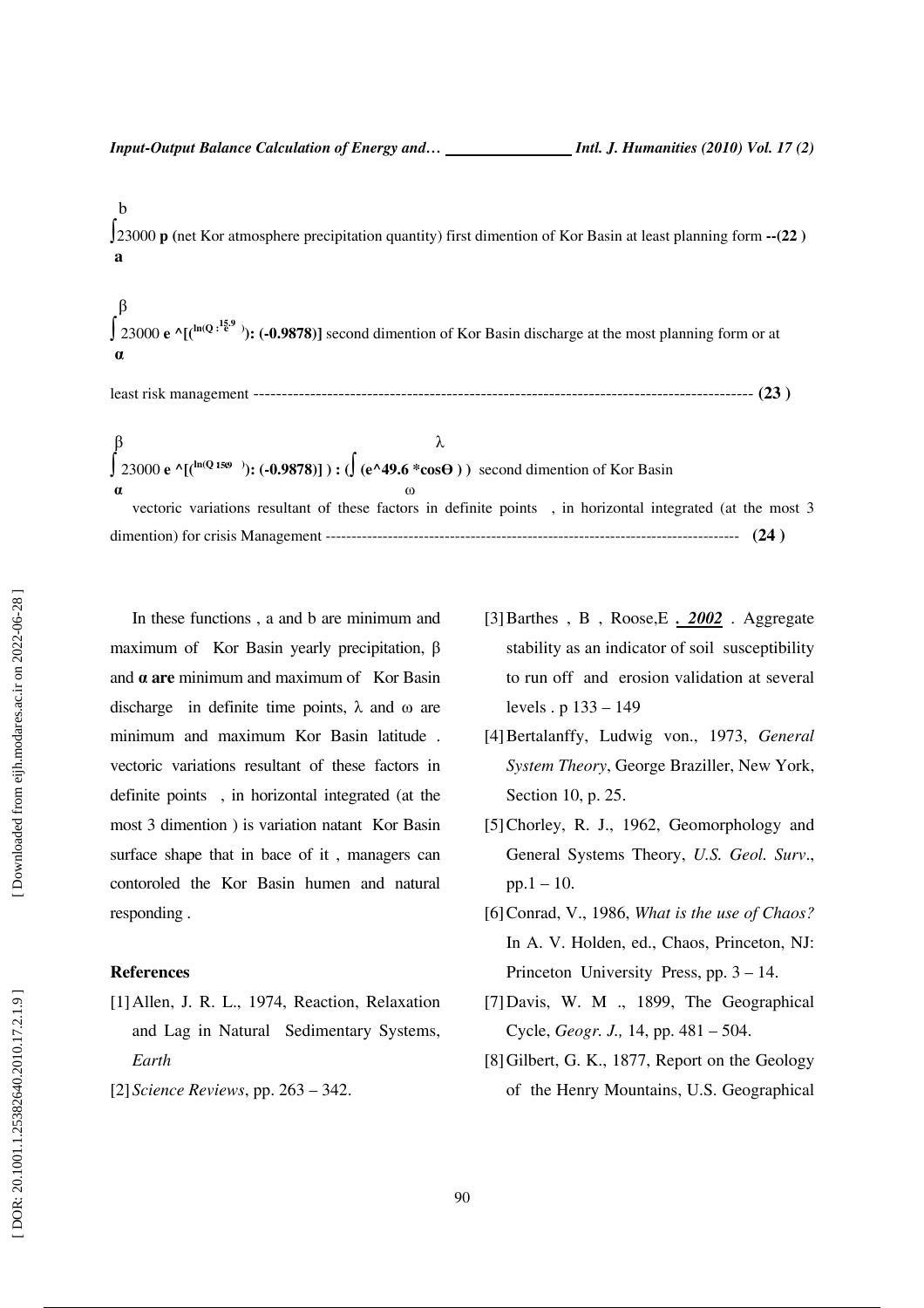$$\int_{a}^{b} 23000\ \mathbf{p}$$ (net Kor atmosphere precipitation quantity) first dimention of Kor Basin at least planning form **--(22 )**

$$\int_{\alpha}^{\beta} 23000\ \mathbf{e}\ \hat{}\ [(^{\ln(Q : \frac{15.9}{e})}) : (-0.9878)]$$ second dimention of Kor Basin discharge at the most planning form or at least risk management ------------------------------------------------------------------------------------------ **(23 )**

$$\int_{\alpha}^{\beta} 23000\ \mathbf{e}\ \hat{}\ [(^{\ln(Q\ 15.9)}) : (-0.9878)]\ ) : (\int_{\omega}^{\lambda} (e\hat{}49.6 * \cos\Theta\ )\ )$$ second dimention of Kor Basin vectoric variations resultant of these factors in definite points , in horizontal integrated (at the most 3 dimention) for crisis Management ---------------------------------------------------------------------------------- **(24 )**

In these functions , a and b are minimum and maximum of Kor Basin yearly precipitation, β and **α are** minimum and maximum of Kor Basin discharge in definite time points, λ and ω are minimum and maximum Kor Basin latitude . vectoric variations resultant of these factors in definite points , in horizontal integrated (at the most 3 dimention ) is variation natant Kor Basin surface shape that in bace of it , managers can contoroled the Kor Basin humen and natural responding .

## References

[1] Allen, J. R. L., 1974, Reaction, Relaxation and Lag in Natural Sedimentary Systems, *Earth*

[2] *Science Reviews*, pp. 263 – 342.

[3] Barthes , B , Roose,E **. *2002*** . Aggregate stability as an indicator of soil susceptibility to run off and erosion validation at several levels . p 133 – 149

[4] Bertalanffy, Ludwig von., 1973, *General System Theory*, George Braziller, New York, Section 10, p. 25.

[5] Chorley, R. J., 1962, Geomorphology and General Systems Theory, *U.S. Geol. Surv*., pp.1 – 10.

[6] Conrad, V., 1986, *What is the use of Chaos?* In A. V. Holden, ed., Chaos, Princeton, NJ: Princeton University Press, pp. 3 – 14.

[7] Davis, W. M ., 1899, The Geographical Cycle, *Geogr. J.,* 14, pp. 481 – 504.

[8] Gilbert, G. K., 1877, Report on the Geology of the Henry Mountains, U.S. Geographical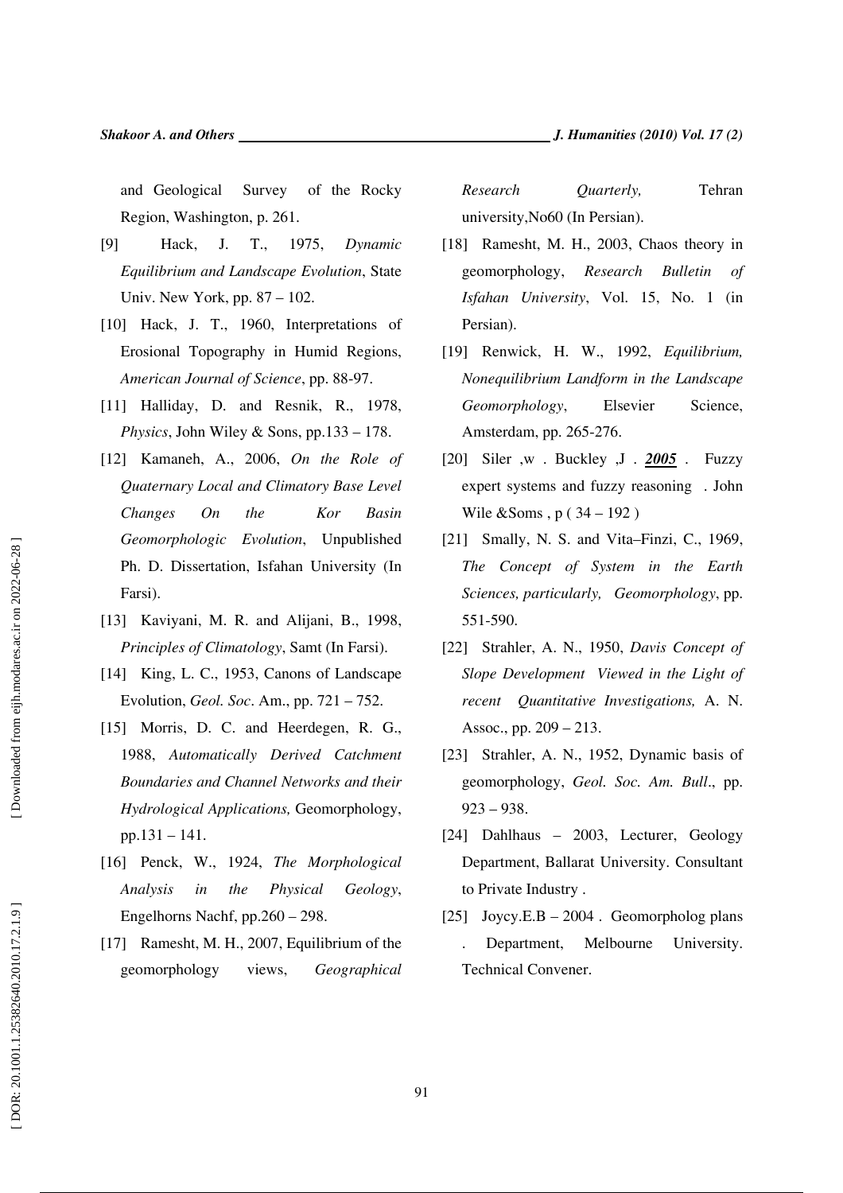and Geological Survey of the Rocky Region, Washington, p. 261.

[9] Hack, J. T., 1975, *Dynamic Equilibrium and Landscape Evolution*, State Univ. New York, pp. 87 – 102.

[10] Hack, J. T., 1960, Interpretations of Erosional Topography in Humid Regions, *American Journal of Science*, pp. 88-97.

[11] Halliday, D. and Resnik, R., 1978, *Physics*, John Wiley & Sons, pp.133 – 178.

[12] Kamaneh, A., 2006, *On the Role of Quaternary Local and Climatory Base Level Changes On the Kor Basin Geomorphologic Evolution*, Unpublished Ph. D. Dissertation, Isfahan University (In Farsi).

[13] Kaviyani, M. R. and Alijani, B., 1998, *Principles of Climatology*, Samt (In Farsi).

[14] King, L. C., 1953, Canons of Landscape Evolution, *Geol. Soc*. Am., pp. 721 – 752.

[15] Morris, D. C. and Heerdegen, R. G., 1988, *Automatically Derived Catchment Boundaries and Channel Networks and their Hydrological Applications,* Geomorphology, pp.131 – 141.

[16] Penck, W., 1924, *The Morphological Analysis in the Physical Geology*, Engelhorns Nachf, pp.260 – 298.

[17] Ramesht, M. H., 2007, Equilibrium of the geomorphology views, *Geographical Research Quarterly,* Tehran university,No60 (In Persian).

[18] Ramesht, M. H., 2003, Chaos theory in geomorphology, *Research Bulletin of Isfahan University*, Vol. 15, No. 1 (in Persian).

[19] Renwick, H. W., 1992, *Equilibrium, Nonequilibrium Landform in the Landscape Geomorphology*, Elsevier Science, Amsterdam, pp. 265-276.

[20] Siler ,w . Buckley ,J . ***2005*** . Fuzzy expert systems and fuzzy reasoning . John Wile &Soms , p ( 34 – 192 )

[21] Smally, N. S. and Vita–Finzi, C., 1969, *The Concept of System in the Earth Sciences, particularly, Geomorphology*, pp. 551-590.

[22] Strahler, A. N., 1950, *Davis Concept of Slope Development Viewed in the Light of recent Quantitative Investigations,* A. N. Assoc., pp. 209 – 213.

[23] Strahler, A. N., 1952, Dynamic basis of geomorphology, *Geol. Soc. Am. Bull*., pp. 923 – 938.

[24] Dahlhaus – 2003, Lecturer, Geology Department, Ballarat University. Consultant to Private Industry .

[25] Joycy.E.B – 2004 . Geomorpholog plans . Department, Melbourne University. Technical Convener.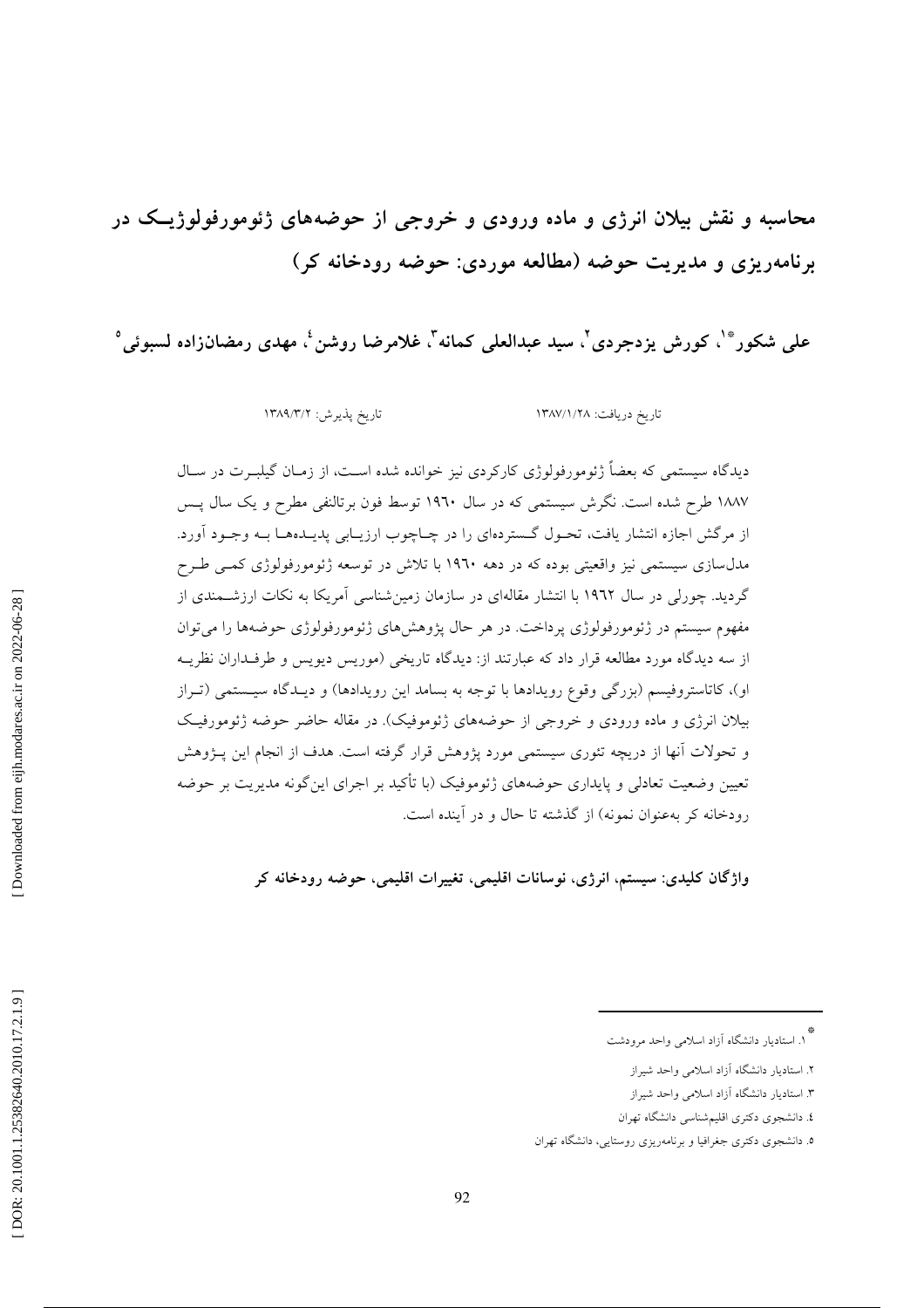# محاسبه و نقش بیلان انرژی و ماده ورودی و خروجی از حوضه‌های ژئومورفولوژیک در برنامه‌ریزی و مدیریت حوضه (مطالعه موردی: حوضه رودخانه کر)

**علی شکور*[1]، کورش یزدجردی[2]، سید عبدالعلی کمانه[3]، غلامرضا روشن[4]، مهدی رمضان‌زاده لسبوئی[5]**

تاریخ دریافت: ۱۳۸۷/۱/۲۸ تاریخ پذیرش: ۱۳۸۹/۳/۲

دیدگاه سیستمی که بعضاً ژئومورفولوژی کاربردی نیز خوانده شده است، از زمان گیلبرت در سال ۱۸۸۷ طرح شده است. نگرش سیستمی که در سال ۱۹۶۰ توسط فون برتالنفی مطرح و یک سال پس از مرگش اجازه انتشار یافت، تحول گسترده‌ای را در چاچوب ارزیابی پدیده‌ها به وجود آورد. مدل‌سازی سیستمی نیز واقعیتی بوده که در دهه ۱۹۶۰ با تلاش در توسعه ژئومورفولوژی کمی طرح گردید. چورلی در سال ۱۹۶۲ با انتشار مقاله‌ای در سازمان زمین‌شناسی آمریکا به نکات ارزشمندی از مفهوم سیستم در ژئومورفولوژی پرداخت. در هر حال پژوهش‌های ژئومورفولوژی حوضه‌ها را می‌توان از سه دیدگاه مورد مطالعه قرار داد که عبارتند از: دیدگاه تاریخی (موریس دیویس و طرفداران نظریه او)، کاتاستروفیسم (بزرگی وقوع رویدادها با توجه به بسامد این رویدادها) و دیدگاه سیستمی (تراز بیلان انرژی و ماده ورودی و خروجی از حوضه‌های ژئوموفیک). در مقاله حاضر حوضه ژئومورفیک و تحولات آنها از دریچه تئوری سیستمی مورد پژوهش قرار گرفته است. هدف از انجام این پژوهش تعیین وضعیت تعادلی و پایداری حوضه‌های ژئوموفیک (با تأکید بر اجرای این‌گونه مدیریت بر حوضه رودخانه کر به‌عنوان نمونه) از گذشته تا حال و در آینده است.

**واژگان کلیدی: سیستم، انرژی، نوسانات اقلیمی، تغییرات اقلیمی، حوضه رودخانه کر**

---

*[1]. استادیار دانشگاه آزاد اسلامی واحد مرودشت

[2]. استادیار دانشگاه آزاد اسلامی واحد شیراز

[3]. استادیار دانشگاه آزاد اسلامی واحد شیراز

[4]. دانشجوی دکتری اقلیم‌شناسی دانشگاه تهران

[5]. دانشجوی دکتری جغرافیا و برنامه‌ریزی روستایی، دانشگاه تهران